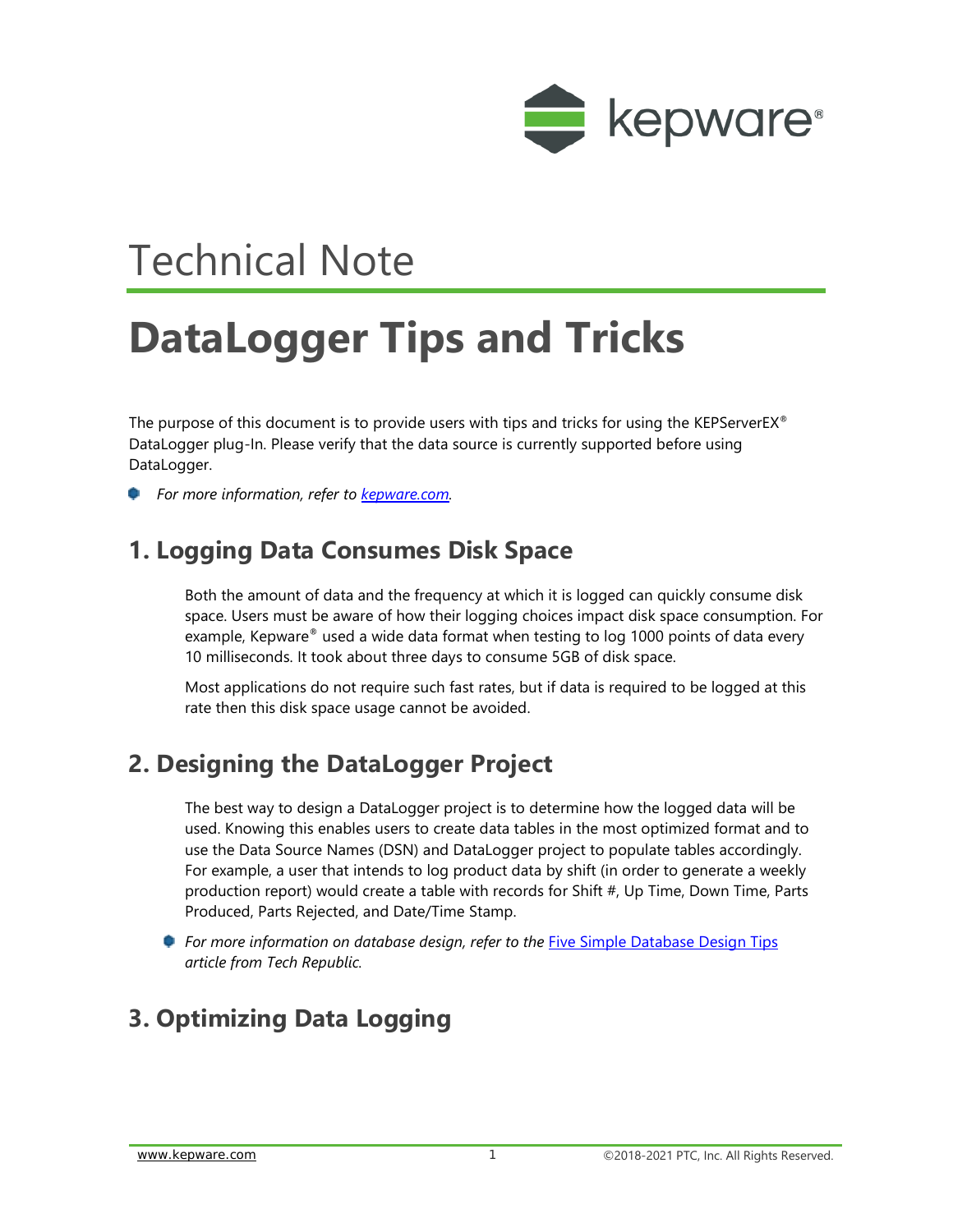Technical Note

# DataLogger Tips and Tricks

The purpose of this document is to provide users with tips and tricks for using the KEPServerEX® DataLogger plug-In. Please verify that the data source is currently supported before using DataLogger.

- *For more information, refer to [kepware.com](kepware.com).*

## 1. Logging Data Consumes Disk Space

Both the amount of data and the frequency at which it is logged can quickly consume disk space. Users must be aware of how their logging choices impact disk space consumption. For example, Kepware® used a wide data format when testing to log 1000 points of data every 10 milliseconds. It took about three days to consume 5GB of disk space.

Most applications do not require such fast rates, but if data is required to be logged at this rate then this disk space usage cannot be avoided.

## 2. Designing the DataLogger Project

The best way to design a DataLogger project is to determine how the logged data will be used. Knowing this enables users to create data tables in the most optimized format and to use the Data Source Names (DSN) and DataLogger project to populate tables accordingly. For example, a user that intends to log product data by shift (in order to generate a weekly production report) would create a table with records for Shift #, Up Time, Down Time, Parts Produced, Parts Rejected, and Date/Time Stamp.

- *For more information on database design, refer to the* Five Simple Database Design Tips *article from Tech Republic.*

## 3. Optimizing Data Logging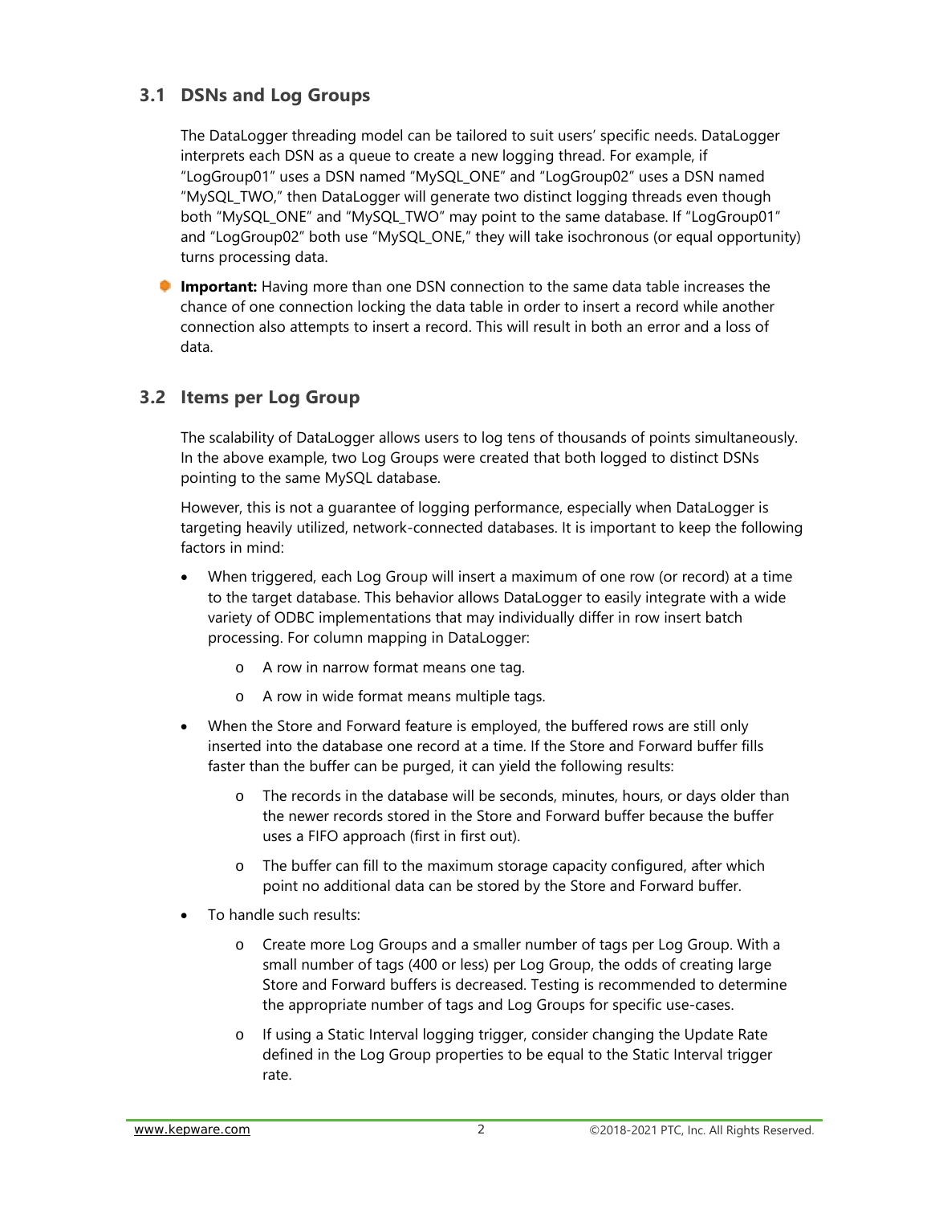## 3.1 DSNs and Log Groups

The DataLogger threading model can be tailored to suit users' specific needs. DataLogger interprets each DSN as a queue to create a new logging thread. For example, if "LogGroup01" uses a DSN named "MySQL_ONE" and "LogGroup02" uses a DSN named "MySQL_TWO," then DataLogger will generate two distinct logging threads even though both "MySQL_ONE" and "MySQL_TWO" may point to the same database. If "LogGroup01" and "LogGroup02" both use "MySQL_ONE," they will take isochronous (or equal opportunity) turns processing data.

**Important:** Having more than one DSN connection to the same data table increases the chance of one connection locking the data table in order to insert a record while another connection also attempts to insert a record. This will result in both an error and a loss of data.

## 3.2 Items per Log Group

The scalability of DataLogger allows users to log tens of thousands of points simultaneously. In the above example, two Log Groups were created that both logged to distinct DSNs pointing to the same MySQL database.

However, this is not a guarantee of logging performance, especially when DataLogger is targeting heavily utilized, network-connected databases. It is important to keep the following factors in mind:

- When triggered, each Log Group will insert a maximum of one row (or record) at a time to the target database. This behavior allows DataLogger to easily integrate with a wide variety of ODBC implementations that may individually differ in row insert batch processing. For column mapping in DataLogger:
    - A row in narrow format means one tag.
    - A row in wide format means multiple tags.
- When the Store and Forward feature is employed, the buffered rows are still only inserted into the database one record at a time. If the Store and Forward buffer fills faster than the buffer can be purged, it can yield the following results:
    - The records in the database will be seconds, minutes, hours, or days older than the newer records stored in the Store and Forward buffer because the buffer uses a FIFO approach (first in first out).
    - The buffer can fill to the maximum storage capacity configured, after which point no additional data can be stored by the Store and Forward buffer.
- To handle such results:
    - Create more Log Groups and a smaller number of tags per Log Group. With a small number of tags (400 or less) per Log Group, the odds of creating large Store and Forward buffers is decreased. Testing is recommended to determine the appropriate number of tags and Log Groups for specific use-cases.
    - If using a Static Interval logging trigger, consider changing the Update Rate defined in the Log Group properties to be equal to the Static Interval trigger rate.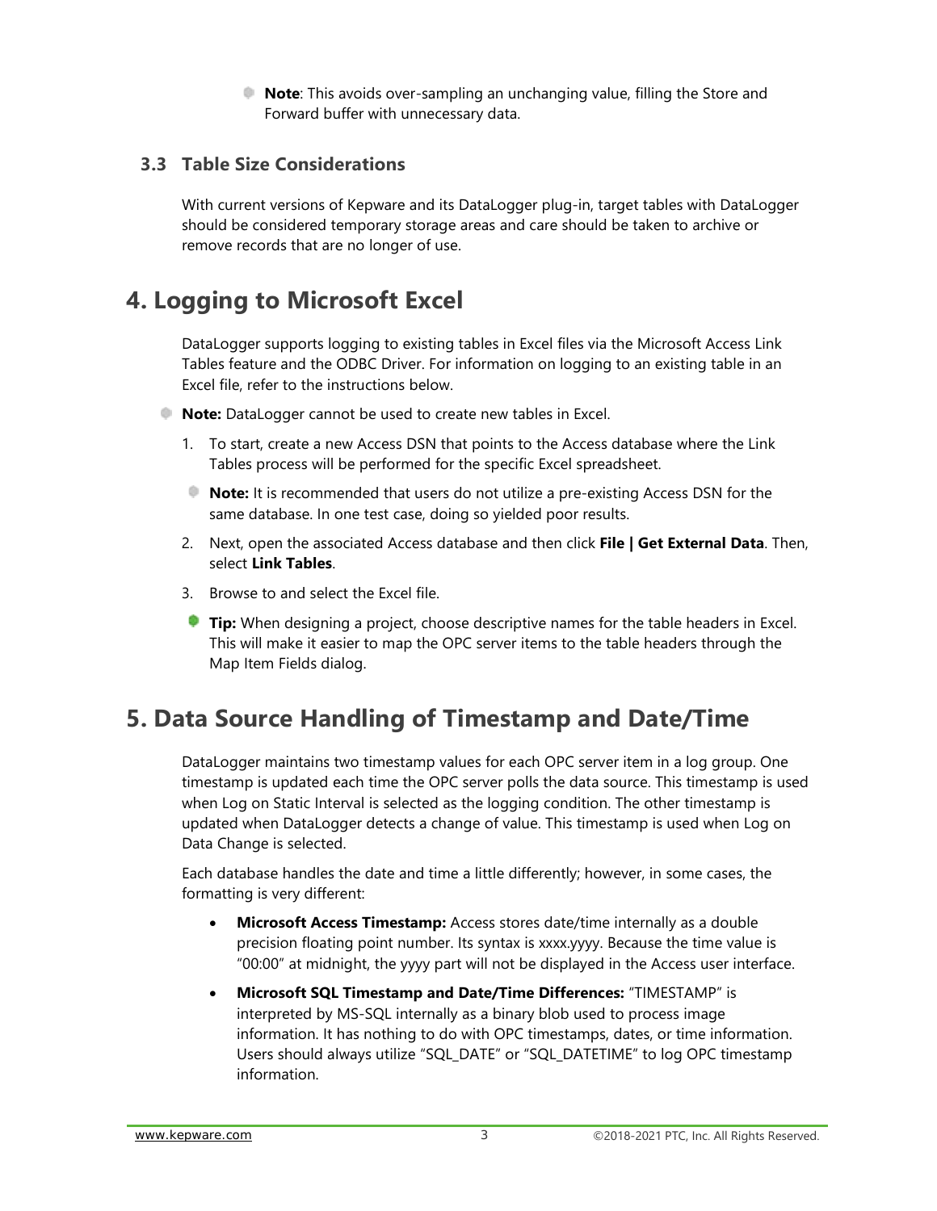**Note**: This avoids over-sampling an unchanging value, filling the Store and Forward buffer with unnecessary data.

### 3.3 Table Size Considerations

With current versions of Kepware and its DataLogger plug-in, target tables with DataLogger should be considered temporary storage areas and care should be taken to archive or remove records that are no longer of use.

## 4. Logging to Microsoft Excel

DataLogger supports logging to existing tables in Excel files via the Microsoft Access Link Tables feature and the ODBC Driver. For information on logging to an existing table in an Excel file, refer to the instructions below.

**Note:** DataLogger cannot be used to create new tables in Excel.

1. To start, create a new Access DSN that points to the Access database where the Link Tables process will be performed for the specific Excel spreadsheet.

   **Note:** It is recommended that users do not utilize a pre-existing Access DSN for the same database. In one test case, doing so yielded poor results.

2. Next, open the associated Access database and then click **File | Get External Data**. Then, select **Link Tables**.
3. Browse to and select the Excel file.

   **Tip:** When designing a project, choose descriptive names for the table headers in Excel. This will make it easier to map the OPC server items to the table headers through the Map Item Fields dialog.

## 5. Data Source Handling of Timestamp and Date/Time

DataLogger maintains two timestamp values for each OPC server item in a log group. One timestamp is updated each time the OPC server polls the data source. This timestamp is used when Log on Static Interval is selected as the logging condition. The other timestamp is updated when DataLogger detects a change of value. This timestamp is used when Log on Data Change is selected.

Each database handles the date and time a little differently; however, in some cases, the formatting is very different:

- **Microsoft Access Timestamp:** Access stores date/time internally as a double precision floating point number. Its syntax is xxxx.yyyy. Because the time value is "00:00" at midnight, the yyyy part will not be displayed in the Access user interface.
- **Microsoft SQL Timestamp and Date/Time Differences:** "TIMESTAMP" is interpreted by MS-SQL internally as a binary blob used to process image information. It has nothing to do with OPC timestamps, dates, or time information. Users should always utilize "SQL_DATE" or "SQL_DATETIME" to log OPC timestamp information.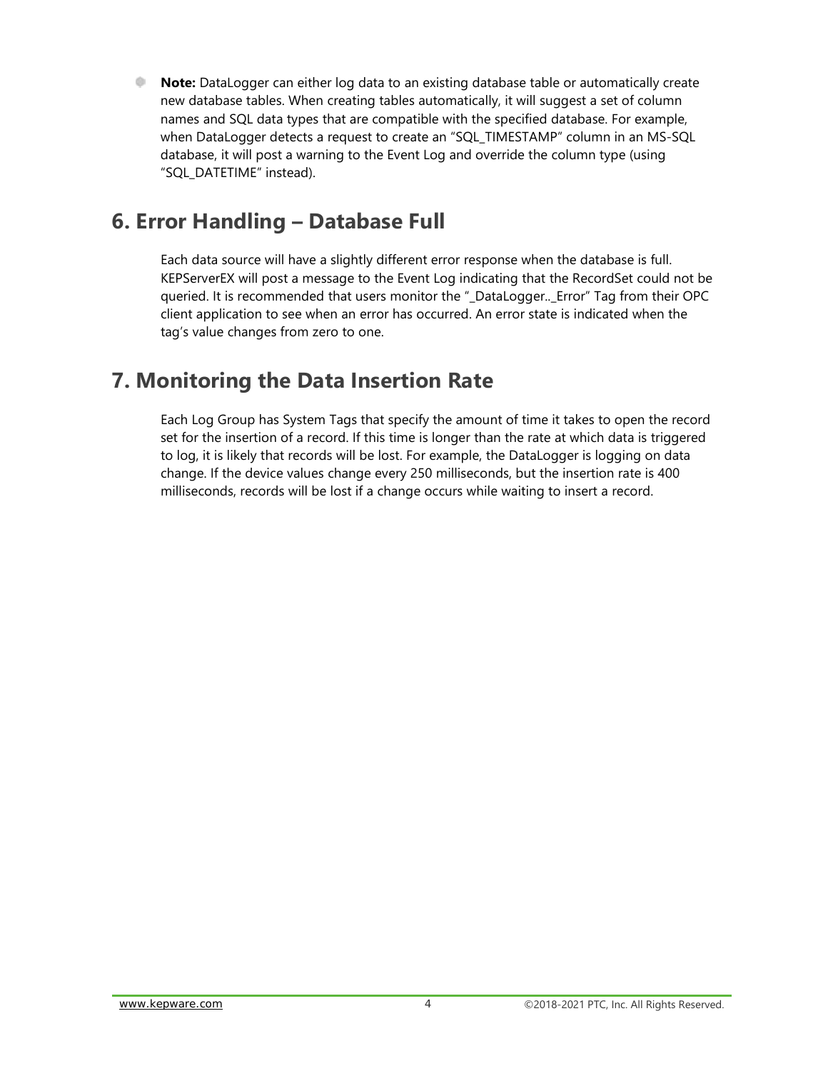- **Note:** DataLogger can either log data to an existing database table or automatically create new database tables. When creating tables automatically, it will suggest a set of column names and SQL data types that are compatible with the specified database. For example, when DataLogger detects a request to create an "SQL_TIMESTAMP" column in an MS-SQL database, it will post a warning to the Event Log and override the column type (using "SQL_DATETIME" instead).

## 6. Error Handling – Database Full

Each data source will have a slightly different error response when the database is full. KEPServerEX will post a message to the Event Log indicating that the RecordSet could not be queried. It is recommended that users monitor the "_DataLogger.._Error" Tag from their OPC client application to see when an error has occurred. An error state is indicated when the tag's value changes from zero to one.

## 7. Monitoring the Data Insertion Rate

Each Log Group has System Tags that specify the amount of time it takes to open the record set for the insertion of a record. If this time is longer than the rate at which data is triggered to log, it is likely that records will be lost. For example, the DataLogger is logging on data change. If the device values change every 250 milliseconds, but the insertion rate is 400 milliseconds, records will be lost if a change occurs while waiting to insert a record.